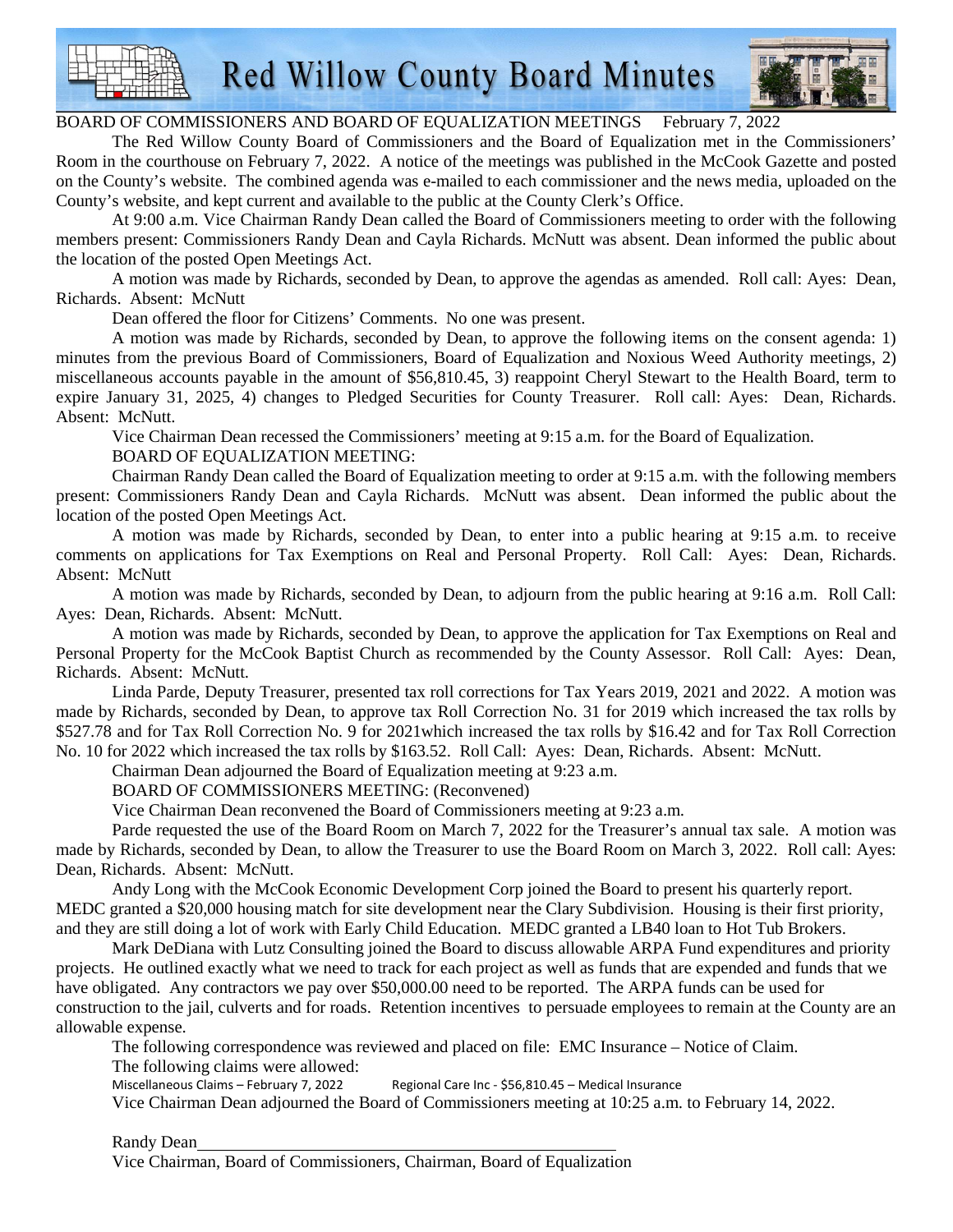# Red Willow County Board Minutes

BOARD OF COMMISSIONERS AND BOARD OF EQUALIZATION MEETINGS     February 7, 2022

The Red Willow County Board of Commissioners and the Board of Equalization met in the Commissioners' Room in the courthouse on February 7, 2022. A notice of the meetings was published in the McCook Gazette and posted on the County's website. The combined agenda was e-mailed to each commissioner and the news media, uploaded on the County's website, and kept current and available to the public at the County Clerk's Office.

At 9:00 a.m. Vice Chairman Randy Dean called the Board of Commissioners meeting to order with the following members present: Commissioners Randy Dean and Cayla Richards. McNutt was absent. Dean informed the public about the location of the posted Open Meetings Act.

A motion was made by Richards, seconded by Dean, to approve the agendas as amended. Roll call: Ayes: Dean, Richards. Absent: McNutt

Dean offered the floor for Citizens' Comments. No one was present.

A motion was made by Richards, seconded by Dean, to approve the following items on the consent agenda: 1) minutes from the previous Board of Commissioners, Board of Equalization and Noxious Weed Authority meetings, 2) miscellaneous accounts payable in the amount of $56,810.45, 3) reappoint Cheryl Stewart to the Health Board, term to expire January 31, 2025, 4) changes to Pledged Securities for County Treasurer. Roll call: Ayes: Dean, Richards. Absent: McNutt.

Vice Chairman Dean recessed the Commissioners' meeting at 9:15 a.m. for the Board of Equalization.

BOARD OF EQUALIZATION MEETING:

Chairman Randy Dean called the Board of Equalization meeting to order at 9:15 a.m. with the following members present: Commissioners Randy Dean and Cayla Richards. McNutt was absent. Dean informed the public about the location of the posted Open Meetings Act.

A motion was made by Richards, seconded by Dean, to enter into a public hearing at 9:15 a.m. to receive comments on applications for Tax Exemptions on Real and Personal Property. Roll Call: Ayes: Dean, Richards. Absent: McNutt

A motion was made by Richards, seconded by Dean, to adjourn from the public hearing at 9:16 a.m. Roll Call: Ayes: Dean, Richards. Absent: McNutt.

A motion was made by Richards, seconded by Dean, to approve the application for Tax Exemptions on Real and Personal Property for the McCook Baptist Church as recommended by the County Assessor. Roll Call: Ayes: Dean, Richards. Absent: McNutt.

Linda Parde, Deputy Treasurer, presented tax roll corrections for Tax Years 2019, 2021 and 2022. A motion was made by Richards, seconded by Dean, to approve tax Roll Correction No. 31 for 2019 which increased the tax rolls by $527.78 and for Tax Roll Correction No. 9 for 2021which increased the tax rolls by $16.42 and for Tax Roll Correction No. 10 for 2022 which increased the tax rolls by $163.52. Roll Call: Ayes: Dean, Richards. Absent: McNutt.

Chairman Dean adjourned the Board of Equalization meeting at 9:23 a.m.

BOARD OF COMMISSIONERS MEETING: (Reconvened)

Vice Chairman Dean reconvened the Board of Commissioners meeting at 9:23 a.m.

Parde requested the use of the Board Room on March 7, 2022 for the Treasurer's annual tax sale. A motion was made by Richards, seconded by Dean, to allow the Treasurer to use the Board Room on March 3, 2022. Roll call: Ayes: Dean, Richards. Absent: McNutt.

Andy Long with the McCook Economic Development Corp joined the Board to present his quarterly report. MEDC granted a $20,000 housing match for site development near the Clary Subdivision. Housing is their first priority, and they are still doing a lot of work with Early Child Education. MEDC granted a LB40 loan to Hot Tub Brokers.

Mark DeDiana with Lutz Consulting joined the Board to discuss allowable ARPA Fund expenditures and priority projects. He outlined exactly what we need to track for each project as well as funds that are expended and funds that we have obligated. Any contractors we pay over $50,000.00 need to be reported. The ARPA funds can be used for construction to the jail, culverts and for roads. Retention incentives to persuade employees to remain at the County are an allowable expense.

The following correspondence was reviewed and placed on file: EMC Insurance – Notice of Claim.

The following claims were allowed:

Miscellaneous Claims – February 7, 2022     Regional Care Inc - $56,810.45 – Medical Insurance

Vice Chairman Dean adjourned the Board of Commissioners meeting at 10:25 a.m. to February 14, 2022.

Randy Dean\_\_\_\_\_\_\_\_\_\_\_\_\_\_\_\_\_\_\_\_\_\_\_\_\_\_\_\_\_\_\_\_\_\_\_\_\_\_\_\_

Vice Chairman, Board of Commissioners, Chairman, Board of Equalization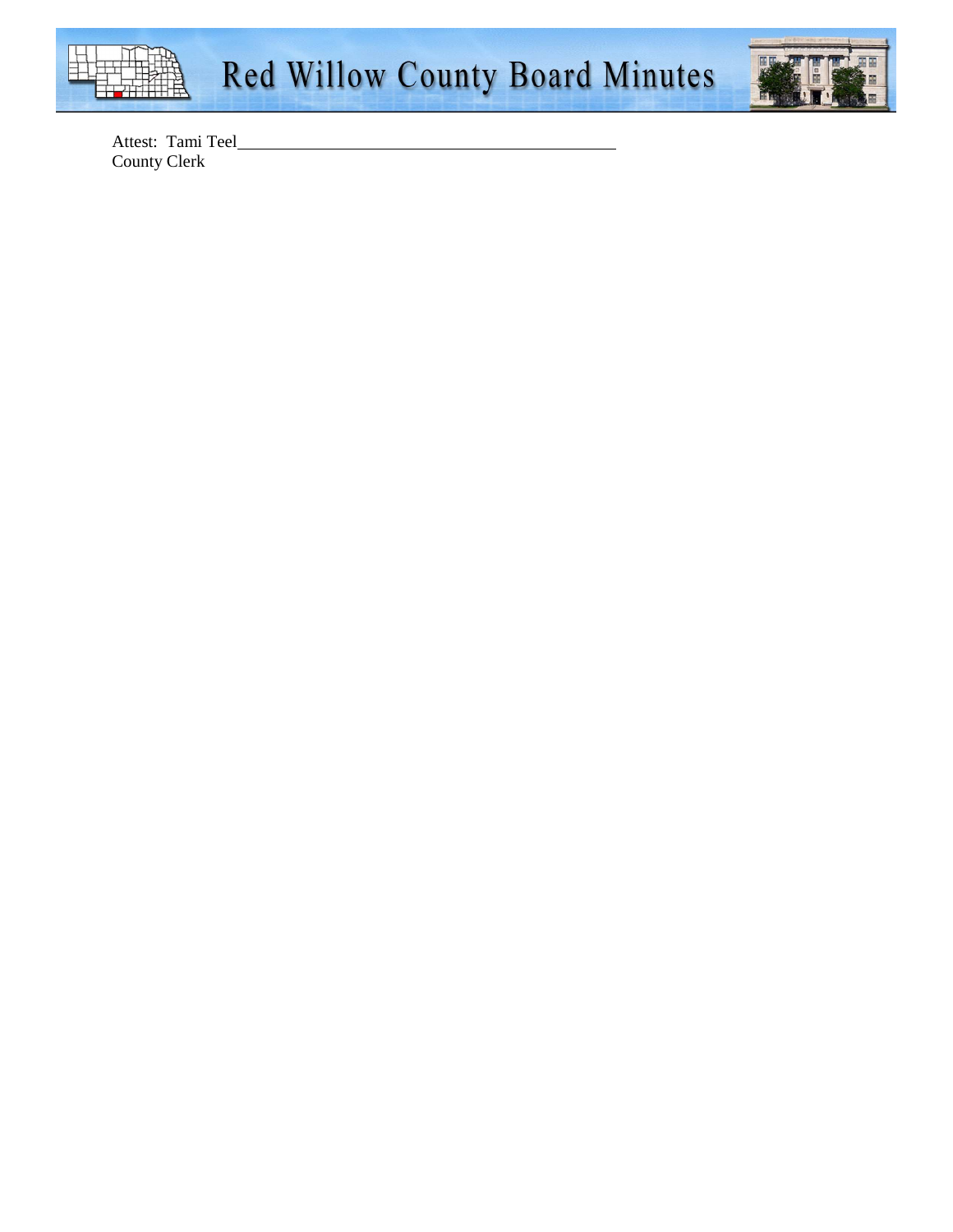Attest: Tami Teel_______________________________________________
County Clerk